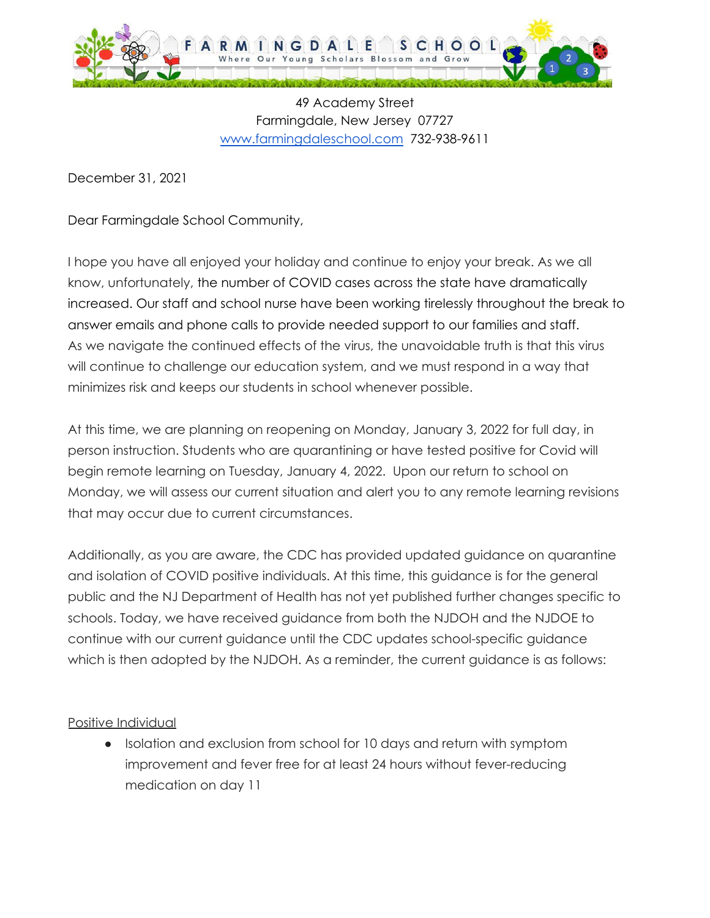# FARMINGDALE SCHOOL

Where Our Young Scholars Blossom and Grow

49 Academy Street
Farmingdale, New Jersey 07727
www.farmingdaleschool.com 732-938-9611

December 31, 2021

Dear Farmingdale School Community,

I hope you have all enjoyed your holiday and continue to enjoy your break. As we all know, unfortunately, the number of COVID cases across the state have dramatically increased. Our staff and school nurse have been working tirelessly throughout the break to answer emails and phone calls to provide needed support to our families and staff. As we navigate the continued effects of the virus, the unavoidable truth is that this virus will continue to challenge our education system, and we must respond in a way that minimizes risk and keeps our students in school whenever possible.

At this time, we are planning on reopening on Monday, January 3, 2022 for full day, in person instruction. Students who are quarantining or have tested positive for Covid will begin remote learning on Tuesday, January 4, 2022. Upon our return to school on Monday, we will assess our current situation and alert you to any remote learning revisions that may occur due to current circumstances.

Additionally, as you are aware, the CDC has provided updated guidance on quarantine and isolation of COVID positive individuals. At this time, this guidance is for the general public and the NJ Department of Health has not yet published further changes specific to schools. Today, we have received guidance from both the NJDOH and the NJDOE to continue with our current guidance until the CDC updates school-specific guidance which is then adopted by the NJDOH. As a reminder, the current guidance is as follows:

<u>Positive Individual</u>

- Isolation and exclusion from school for 10 days and return with symptom improvement and fever free for at least 24 hours without fever-reducing medication on day 11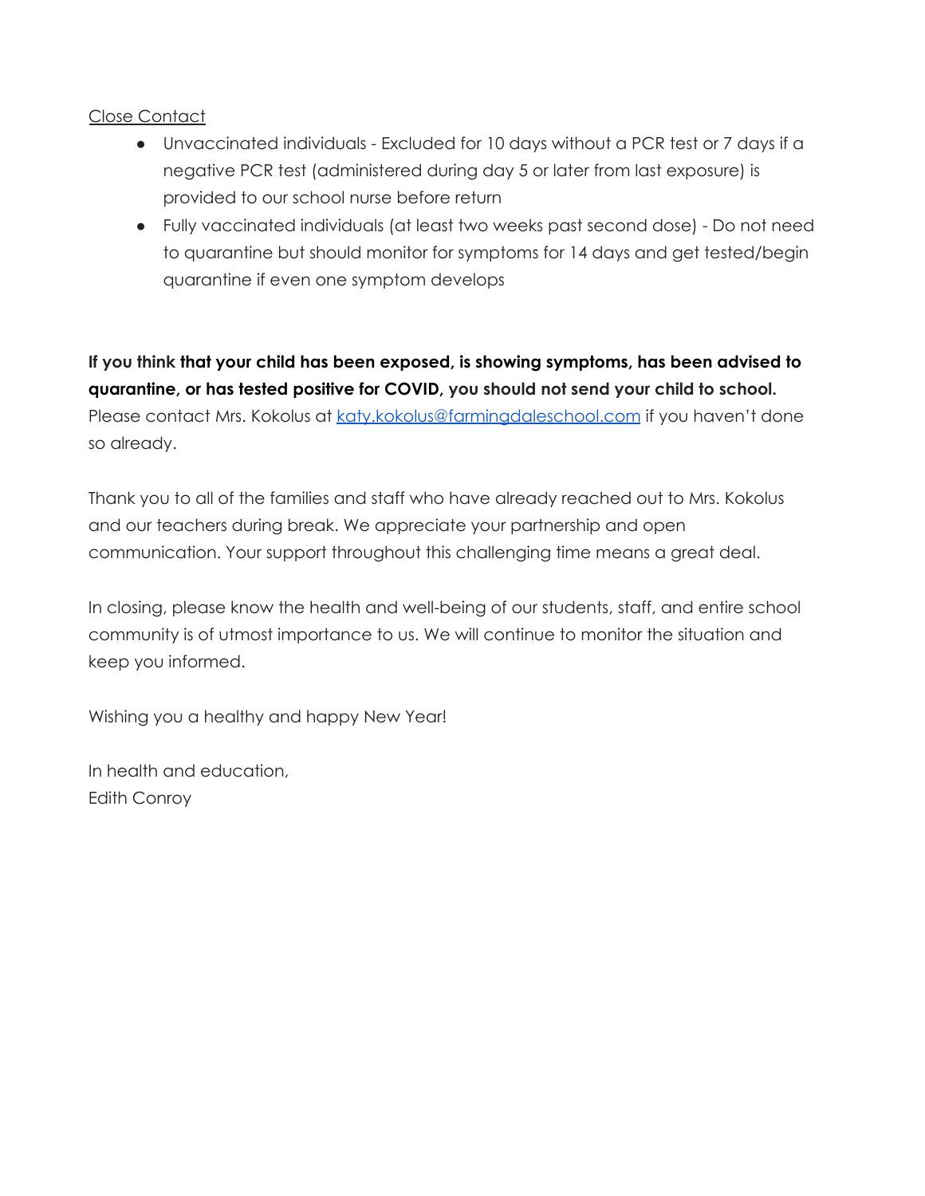Close Contact

- Unvaccinated individuals - Excluded for 10 days without a PCR test or 7 days if a negative PCR test (administered during day 5 or later from last exposure) is provided to our school nurse before return
- Fully vaccinated individuals (at least two weeks past second dose) - Do not need to quarantine but should monitor for symptoms for 14 days and get tested/begin quarantine if even one symptom develops

**If you think that your child has been exposed, is showing symptoms, has been advised to quarantine, or has tested positive for COVID, you should not send your child to school.** Please contact Mrs. Kokolus at katy.kokolus@farmingdaleschool.com if you haven't done so already.

Thank you to all of the families and staff who have already reached out to Mrs. Kokolus and our teachers during break. We appreciate your partnership and open communication. Your support throughout this challenging time means a great deal.

In closing, please know the health and well-being of our students, staff, and entire school community is of utmost importance to us. We will continue to monitor the situation and keep you informed.

Wishing you a healthy and happy New Year!

In health and education,
Edith Conroy